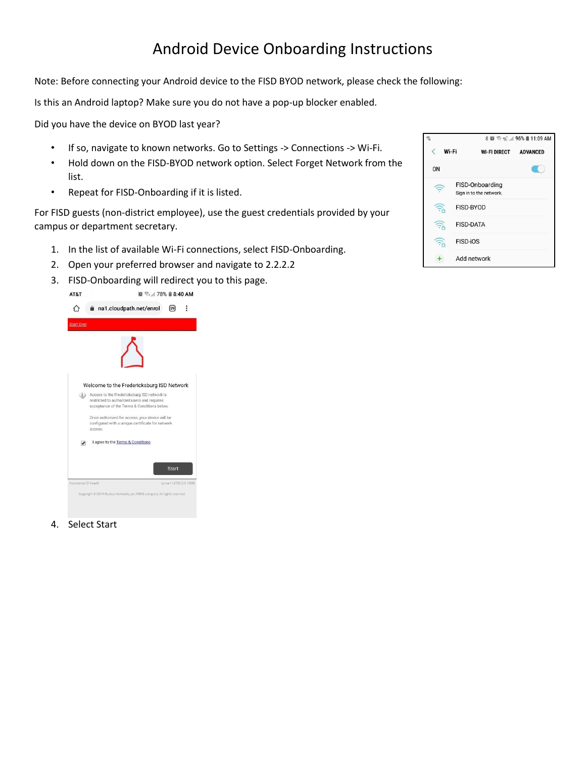# Android Device Onboarding Instructions

Note: Before connecting your Android device to the FISD BYOD network, please check the following:

Is this an Android laptop? Make sure you do not have a pop-up blocker enabled.

Did you have the device on BYOD last year?

- If so, navigate to known networks. Go to Settings -> Connections -> Wi-Fi.
- Hold down on the FISD-BYOD network option. Select Forget Network from the list.
- Repeat for FISD-Onboarding if it is listed.

For FISD guests (non-district employee), use the guest credentials provided by your campus or department secretary.

1. In the list of available Wi-Fi connections, select FISD-Onboarding.
2. Open your preferred browser and navigate to 2.2.2.2
3. FISD-Onboarding will redirect you to this page.
4. Select Start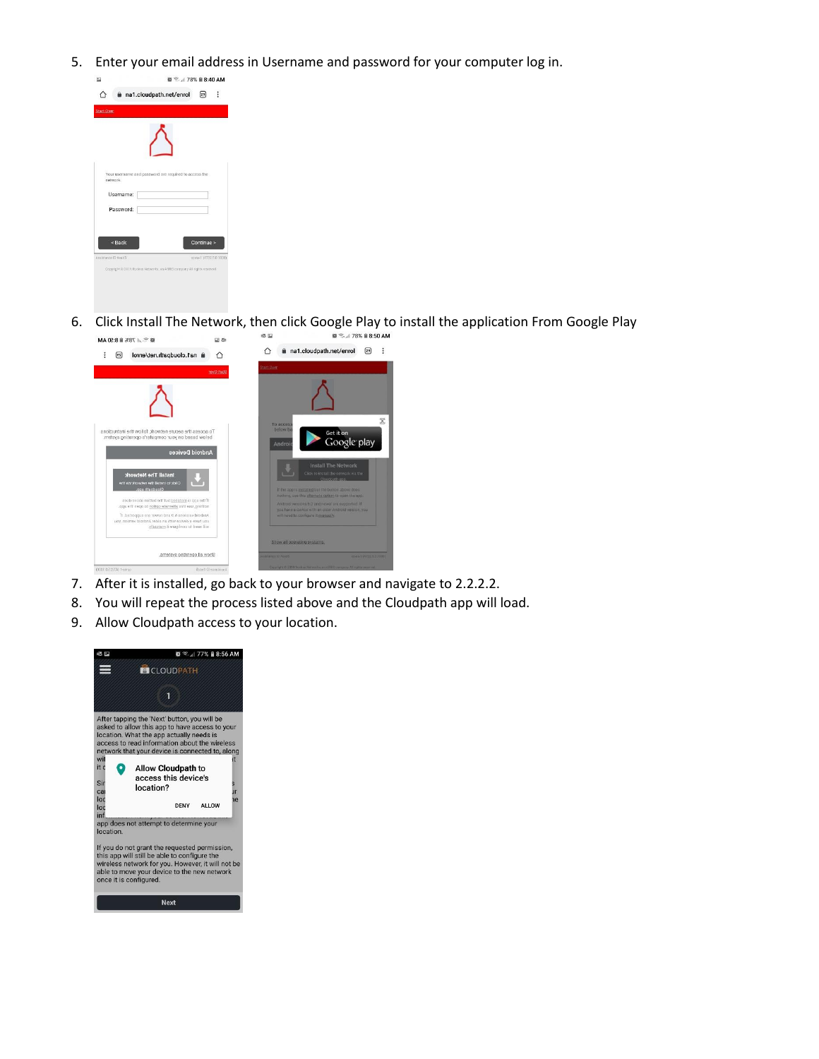5. Enter your email address in Username and password for your computer log in.

6. Click Install The Network, then click Google Play to install the application From Google Play

7. After it is installed, go back to your browser and navigate to 2.2.2.2.
8. You will repeat the process listed above and the Cloudpath app will load.
9. Allow Cloudpath access to your location.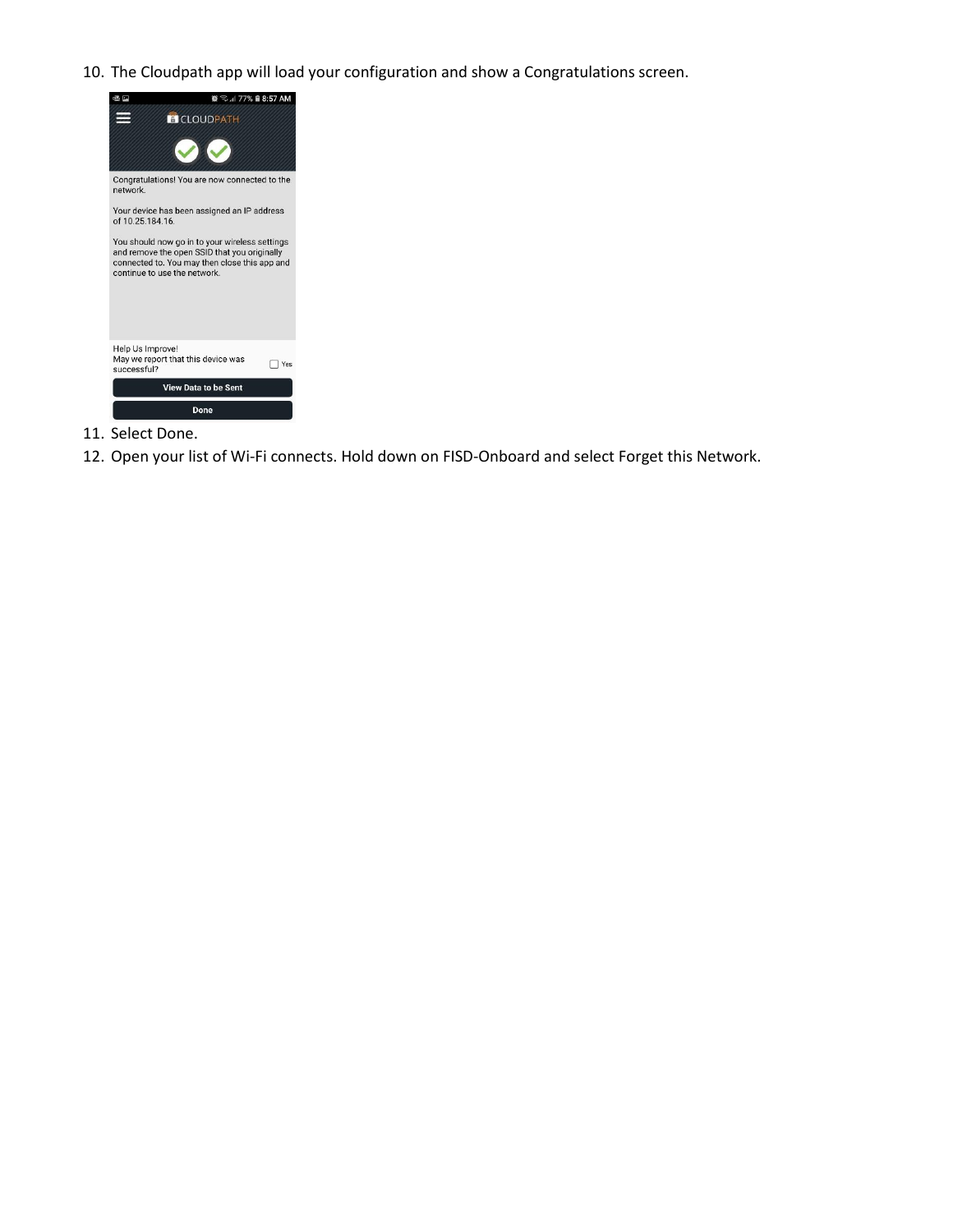10. The Cloudpath app will load your configuration and show a Congratulations screen.

11. Select Done.
12. Open your list of Wi-Fi connects. Hold down on FISD-Onboard and select Forget this Network.